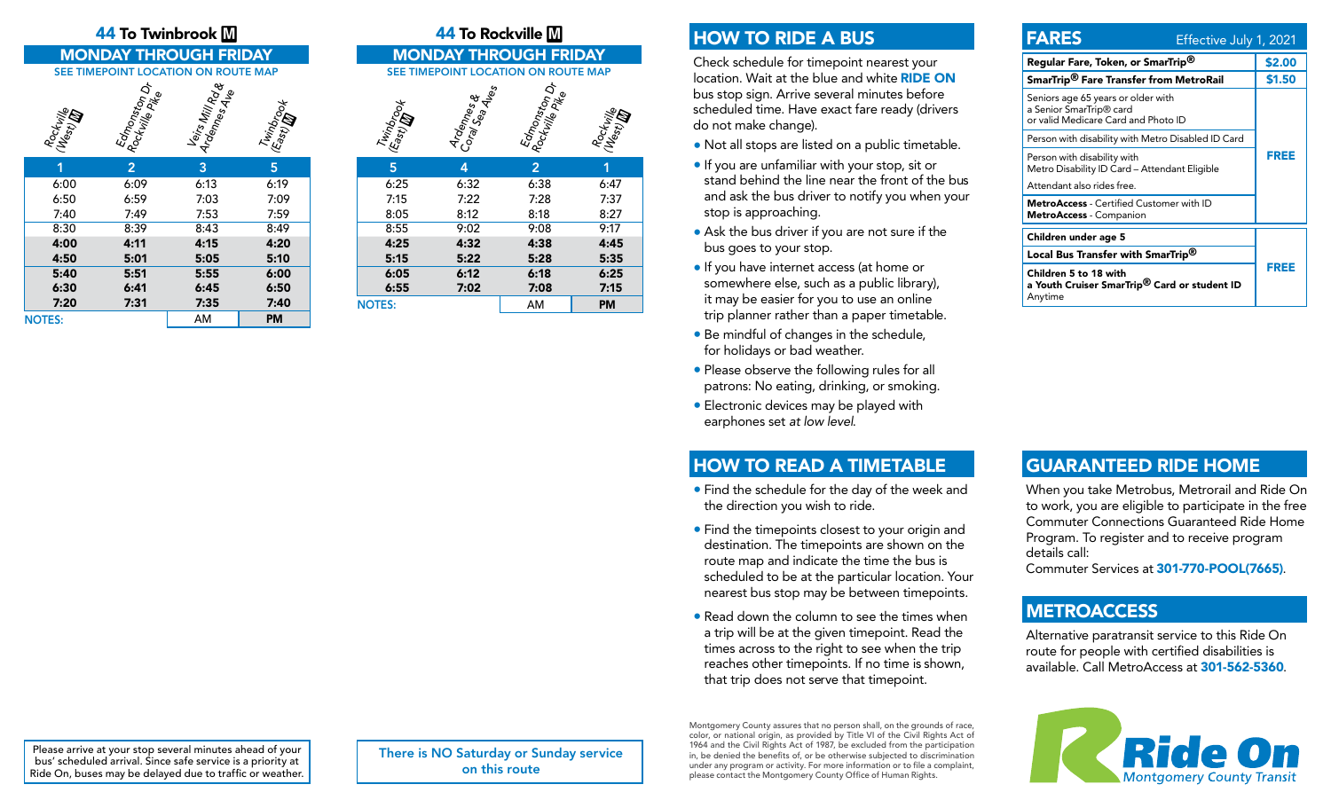## 44 To Twinbrook M

### MONDAY THROUGH FRIDAY

SEE TIMEPOINT LOCATION ON ROUTE MAP

| Rockville (West) M | Edmonston Dr Rockville Pike | Veirs Mill Rd & Ardennes Ave | Twinbrook (East) M |
|---|---|---|---|
| 1 | 2 | 3 | 5 |
| 6:00 | 6:09 | 6:13 | 6:19 |
| 6:50 | 6:59 | 7:03 | 7:09 |
| 7:40 | 7:49 | 7:53 | 7:59 |
| 8:30 | 8:39 | 8:43 | 8:49 |
| **4:00** | **4:11** | **4:15** | **4:20** |
| **4:50** | **5:01** | **5:05** | **5:10** |
| **5:40** | **5:51** | **5:55** | **6:00** |
| **6:30** | **6:41** | **6:45** | **6:50** |
| **7:20** | **7:31** | **7:35** | **7:40** |

NOTES: AM **PM**

Please arrive at your stop several minutes ahead of your bus' scheduled arrival. Since safe service is a priority at Ride On, buses may be delayed due to traffic or weather.

## 44 To Rockville M

### MONDAY THROUGH FRIDAY

SEE TIMEPOINT LOCATION ON ROUTE MAP

| Twinbrook (East) M | Ardennes & Coral Sea Aves | Edmonston Dr Rockville Pike | Rockville (West) M |
|---|---|---|---|
| 5 | 4 | 2 | 1 |
| 6:25 | 6:32 | 6:38 | 6:47 |
| 7:15 | 7:22 | 7:28 | 7:37 |
| 8:05 | 8:12 | 8:18 | 8:27 |
| 8:55 | 9:02 | 9:08 | 9:17 |
| **4:25** | **4:32** | **4:38** | **4:45** |
| **5:15** | **5:22** | **5:28** | **5:35** |
| **6:05** | **6:12** | **6:18** | **6:25** |
| **6:55** | **7:02** | **7:08** | **7:15** |

NOTES: AM **PM**

There is NO Saturday or Sunday service on this route

## HOW TO RIDE A BUS

Check schedule for timepoint nearest your location. Wait at the blue and white **RIDE ON** bus stop sign. Arrive several minutes before scheduled time. Have exact fare ready (drivers do not make change).

- Not all stops are listed on a public timetable.
- If you are unfamiliar with your stop, sit or stand behind the line near the front of the bus and ask the bus driver to notify you when your stop is approaching.
- Ask the bus driver if you are not sure if the bus goes to your stop.
- If you have internet access (at home or somewhere else, such as a public library), it may be easier for you to use an online trip planner rather than a paper timetable.
- Be mindful of changes in the schedule, for holidays or bad weather.
- Please observe the following rules for all patrons: No eating, drinking, or smoking.
- Electronic devices may be played with earphones set *at low level.*

## HOW TO READ A TIMETABLE

- Find the schedule for the day of the week and the direction you wish to ride.
- Find the timepoints closest to your origin and destination. The timepoints are shown on the route map and indicate the time the bus is scheduled to be at the particular location. Your nearest bus stop may be between timepoints.
- Read down the column to see the times when a trip will be at the given timepoint. Read the times across to the right to see when the trip reaches other timepoints. If no time is shown, that trip does not serve that timepoint.

Montgomery County assures that no person shall, on the grounds of race, color, or national origin, as provided by Title VI of the Civil Rights Act of 1964 and the Civil Rights Act of 1987, be excluded from the participation in, be denied the benefits of, or be otherwise subjected to discrimination under any program or activity. For more information or to file a complaint, please contact the Montgomery County Office of Human Rights.

## FARES

Effective July 1, 2021

| | |
|---|---|
| **Regular Fare, Token, or SmarTrip®** | **$2.00** |
| **SmarTrip® Fare Transfer from MetroRail** | **$1.50** |
| Seniors age 65 years or older with a Senior SmarTrip® card or valid Medicare Card and Photo ID | **FREE** |
| Person with disability with Metro Disabled ID Card | |
| Person with disability with Metro Disability ID Card – Attendant Eligible. Attendant also rides free. | |
| **MetroAccess** - Certified Customer with ID; **MetroAccess** - Companion | |
| **Children under age 5** | **FREE** |
| **Local Bus Transfer with SmarTrip®** | |
| **Children 5 to 18 with a Youth Cruiser SmarTrip® Card or student ID** Anytime | |

## GUARANTEED RIDE HOME

When you take Metrobus, Metrorail and Ride On to work, you are eligible to participate in the free Commuter Connections Guaranteed Ride Home Program. To register and to receive program details call:
Commuter Services at **301-770-POOL(7665)**.

## METROACCESS

Alternative paratransit service to this Ride On route for people with certified disabilities is available. Call MetroAccess at **301-562-5360**.

Ride On
Montgomery County Transit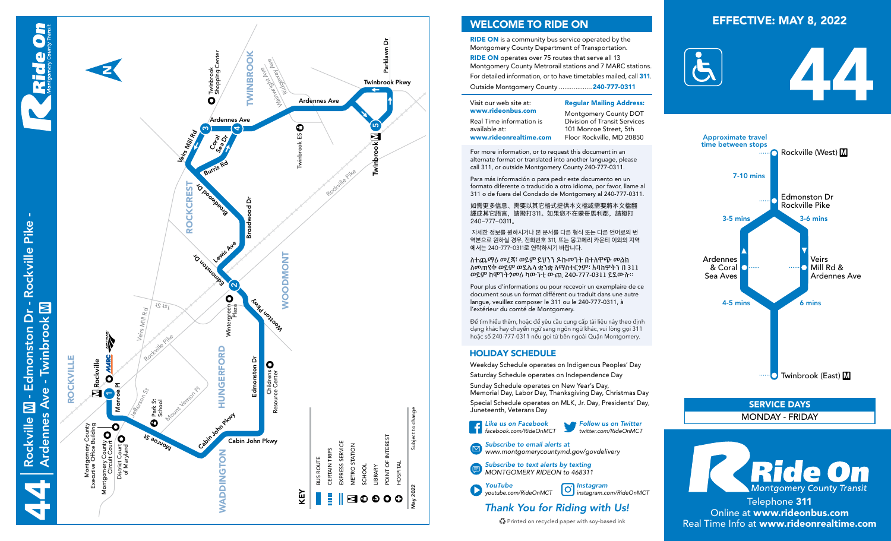# 44 | Rockville M - Edmonston Dr - Rockville Pike - Ardennes Ave - Twinbrook M

Ride On Montgomery County Transit

KEY

BUS ROUTE
CERTAIN TRIPS
EXPRESS SERVICE
METRO STATION
SCHOOL
LIBRARY
POINT OF INTEREST
HOSPITAL

May 2022

Subject to change

ROCKVILLE
Rockville
1
Monroe Pl
Montgomery County Executive Office Building
Montgomery County Circuit Court
District Court of Maryland
Jefferson St
Park St School
Mount Vernon Pl
Monroe St
Veirs Mill Rd
Rockville Pike
1st St
WADDINGTON
Cabin John Pkwy
HUNGERFORD
Wintergreen Plaza
Edmonston Dr
Childrens Resource Center
2
Edmonston Dr
Wootton Pkwy
WOODMONT
Lewis Ave
Broadwood Dr
ROCKCREST
Burris Rd
Veirs Mill Rd
3
Coral Sea Dr
4
Ardennes Ave
Twinbrook Shopping Center
TWINBROOK
Wainwright Ave
Ridgeway Ave
Twinbrook ES
Ardennes Ave
Rockville Pike
Twinbrook
5
Twinbrook Pkwy
Parklawn Dr

## WELCOME TO RIDE ON

**RIDE ON** is a community bus service operated by the Montgomery County Department of Transportation.

**RIDE ON** operates over 75 routes that serve all 13 Montgomery County Metrorail stations and 7 MARC stations.

For detailed information, or to have timetables mailed, call **311**.

Outside Montgomery County .................. **240-777-0311**

Visit our web site at:
**www.rideonbus.com**

Real Time information is available at:
**www.rideonrealtime.com**

**Regular Mailing Address:**
Montgomery County DOT
Division of Transit Services
101 Monroe Street, 5th Floor Rockville, MD 20850

For more information, or to request this document in an alternate format or translated into another language, please call 311, or outside Montgomery County 240-777-0311.

Para más información o para pedir este documento en un formato diferente o traducido a otro idioma, por favor, llame al 311 o de fuera del Condado de Montgomery al 240-777-0311.

如需更多信息、需要以其它格式提供本文檔或需要將本文檔翻譯成其它語言，請撥打311。如果您不在蒙哥馬利郡，請撥打240–777–0311。

자세한 정보를 원하시거나 본 문서를 다른 형식 또는 다른 언어로의 번역본으로 원하실 경우, 전화번호 311, 또는 몽고메리 카운티 이외의 지역에서는 240-777-0311로 연락하시기 바랍니다.

ለተጨማሪ መረጃ: ወይም ይህንን ጽሑመንት በተለዋጭ መልክ ለመጠየቅ ወይም ወደሌላ ቋንቋ ለማስተርጎም፡ እባክዎትን በ 311 ወይም ከሞንትጎመሪ ካውንቲ ውጪ 240-777-0311 ይደውሉ።

Pour plus d'informations ou pour recevoir un exemplaire de ce document sous un format différent ou traduit dans une autre langue, veuillez composer le 311 ou le 240-777-0311, à l'extérieur du comté de Montgomery.

Để tìm hiểu thêm, hoặc để yêu cầu cung cấp tài liệu này theo định dạng khác hay chuyển ngữ sang ngôn ngữ khác, vui lòng gọi 311 hoặc số 240-777-0311 nếu gọi từ bên ngoài Quận Montgomery.

## HOLIDAY SCHEDULE

Weekday Schedule operates on Indigenous Peoples' Day

Saturday Schedule operates on Independence Day

Sunday Schedule operates on New Year's Day, Memorial Day, Labor Day, Thanksgiving Day, Christmas Day

Special Schedule operates on MLK, Jr. Day, Presidents' Day, Juneteenth, Veterans Day

*Like us on Facebook* facebook.com/RideOnMCT

*Follow us on Twitter* twitter.com/RideOnMCT

*Subscribe to email alerts at* www.montgomerycountymd.gov/govdelivery

*Subscribe to text alerts by texting* MONTGOMERY RIDEON to 468311

*YouTube* youtube.com/RideOnMCT

*Instagram* instagram.com/RideOnMCT

*Thank You for Riding with Us!*

Printed on recycled paper with soy-based ink

## EFFECTIVE: MAY 8, 2022

# 44

Approximate travel time between stops

Rockville (West) M

7-10 mins

Edmonston Dr Rockville Pike

3-5 mins

3-6 mins

Ardennes & Coral Sea Aves

Veirs Mill Rd & Ardennes Ave

4-5 mins

6 mins

Twinbrook (East) M

## SERVICE DAYS

MONDAY - FRIDAY

Ride On Montgomery County Transit

Telephone **311**
Online at **www.rideonbus.com**
Real Time Info at **www.rideonrealtime.com**